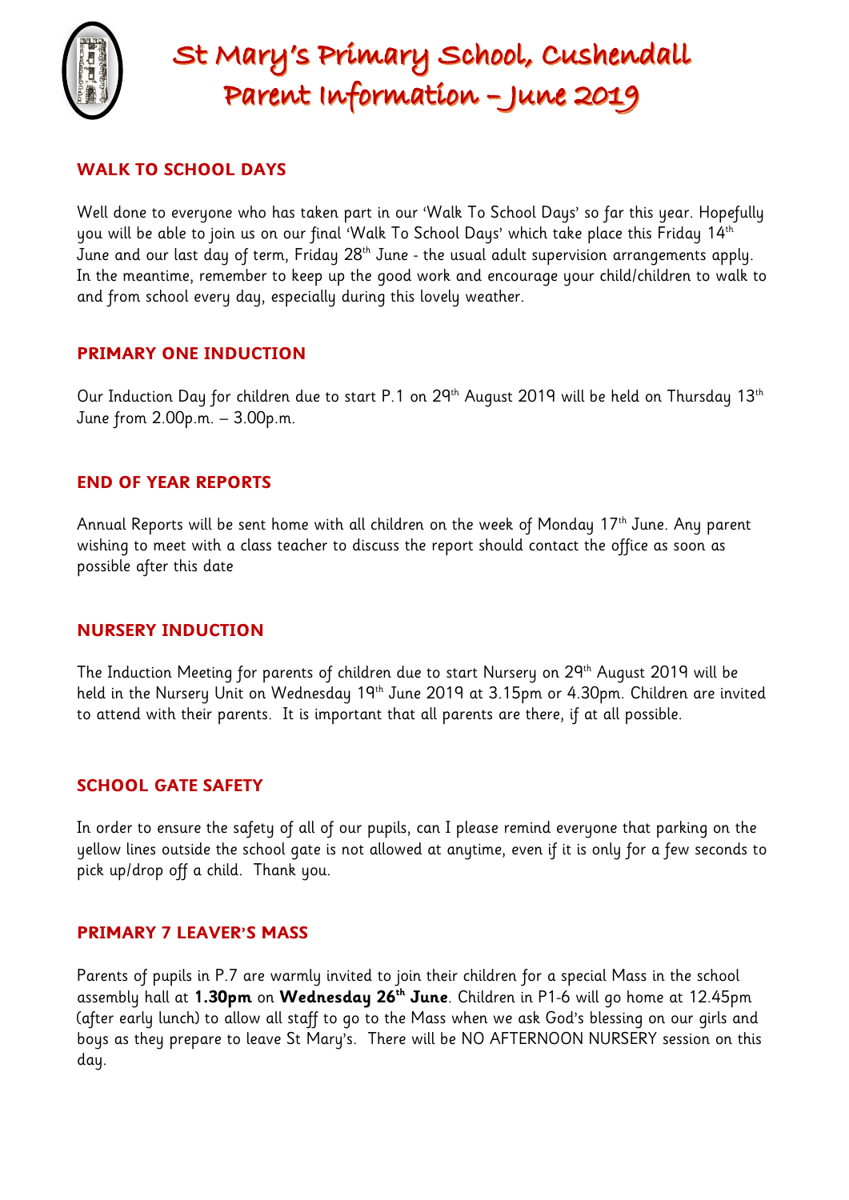# St Mary's Primary School, Cushendall
# Parent Information – June 2019

## WALK TO SCHOOL DAYS

Well done to everyone who has taken part in our 'Walk To School Days' so far this year. Hopefully you will be able to join us on our final 'Walk To School Days' which take place this Friday 14th June and our last day of term, Friday 28th June - the usual adult supervision arrangements apply. In the meantime, remember to keep up the good work and encourage your child/children to walk to and from school every day, especially during this lovely weather.

## PRIMARY ONE INDUCTION

Our Induction Day for children due to start P.1 on 29th August 2019 will be held on Thursday 13th June from 2.00p.m. – 3.00p.m.

## END OF YEAR REPORTS

Annual Reports will be sent home with all children on the week of Monday 17th June. Any parent wishing to meet with a class teacher to discuss the report should contact the office as soon as possible after this date

## NURSERY INDUCTION

The Induction Meeting for parents of children due to start Nursery on 29th August 2019 will be held in the Nursery Unit on Wednesday 19th June 2019 at 3.15pm or 4.30pm. Children are invited to attend with their parents. It is important that all parents are there, if at all possible.

## SCHOOL GATE SAFETY

In order to ensure the safety of all of our pupils, can I please remind everyone that parking on the yellow lines outside the school gate is not allowed at anytime, even if it is only for a few seconds to pick up/drop off a child. Thank you.

## PRIMARY 7 LEAVER'S MASS

Parents of pupils in P.7 are warmly invited to join their children for a special Mass in the school assembly hall at **1.30pm** on **Wednesday 26th June**. Children in P1-6 will go home at 12.45pm (after early lunch) to allow all staff to go to the Mass when we ask God's blessing on our girls and boys as they prepare to leave St Mary's. There will be NO AFTERNOON NURSERY session on this day.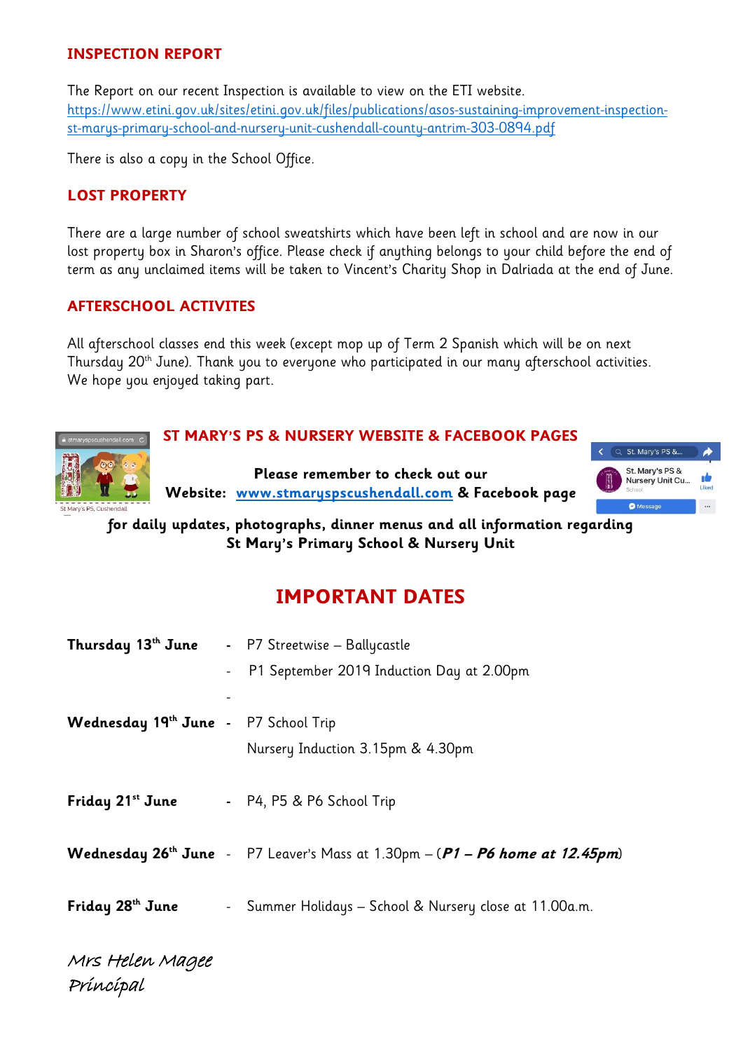## INSPECTION REPORT

The Report on our recent Inspection is available to view on the ETI website. https://www.etini.gov.uk/sites/etini.gov.uk/files/publications/asos-sustaining-improvement-inspection-st-marys-primary-school-and-nursery-unit-cushendall-county-antrim-303-0894.pdf

There is also a copy in the School Office.

## LOST PROPERTY

There are a large number of school sweatshirts which have been left in school and are now in our lost property box in Sharon's office. Please check if anything belongs to your child before the end of term as any unclaimed items will be taken to Vincent's Charity Shop in Dalriada at the end of June.

## AFTERSCHOOL ACTIVITES

All afterschool classes end this week (except mop up of Term 2 Spanish which will be on next Thursday 20th June). Thank you to everyone who participated in our many afterschool activities. We hope you enjoyed taking part.

## ST MARY'S PS & NURSERY WEBSITE & FACEBOOK PAGES

**Please remember to check out our Website: www.stmaryspscushendall.com & Facebook page for daily updates, photographs, dinner menus and all information regarding St Mary's Primary School & Nursery Unit**

## IMPORTANT DATES

| | | |
|---|---|---|
| **Thursday 13th June** | - | P7 Streetwise – Ballycastle |
| | - | P1 September 2019 Induction Day at 2.00pm |
| **Wednesday 19th June** | - | P7 School Trip |
| | | Nursery Induction 3.15pm & 4.30pm |
| **Friday 21st June** | - | P4, P5 & P6 School Trip |
| **Wednesday 26th June** | - | P7 Leaver's Mass at 1.30pm – (***P1 – P6 home at 12.45pm***) |
| **Friday 28th June** | - | Summer Holidays – School & Nursery close at 11.00a.m. |

*Mrs Helen Magee*
*Principal*